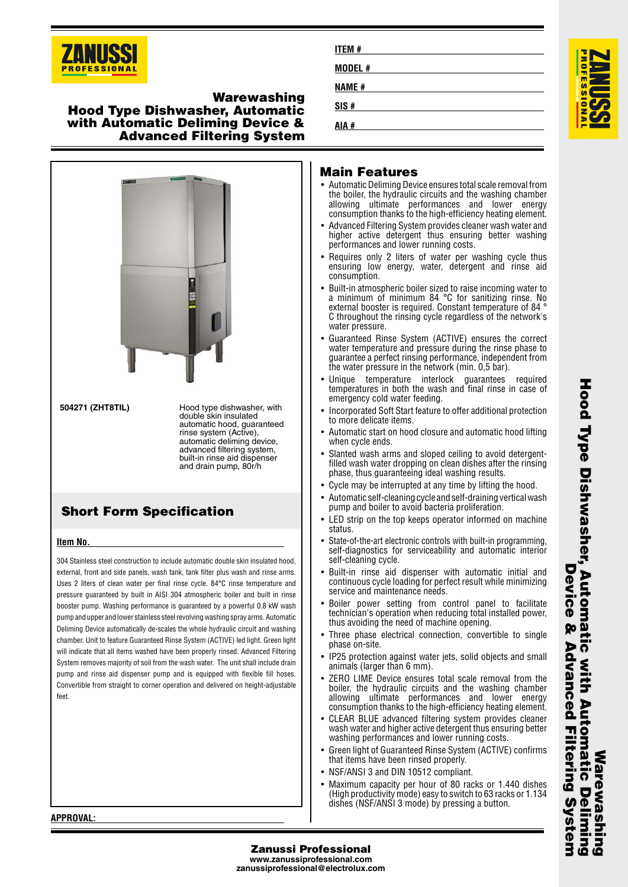# Warewashing
## Hood Type Dishwasher, Automatic with Automatic Deliming Device & Advanced Filtering System

**ITEM #**

**MODEL #**

**NAME #**

**SIS #**

**AIA #**

**504271 (ZHT8TIL)** — Hood type dishwasher, with double skin insulated automatic hood, guaranteed rinse system (Active), automatic deliming device, advanced filtering system, built-in rinse aid dispenser and drain pump, 80r/h

## Short Form Specification

**Item No.**

304 Stainless steel construction to include automatic double skin insulated hood, external, front and side panels, wash tank, tank filter plus wash and rinse arms. Uses 2 liters of clean water per final rinse cycle. 84°C rinse temperature and pressure guaranteed by built in AISI 304 atmospheric boiler and built in rinse booster pump. Washing performance is guaranteed by a powerful 0.8 kW wash pump and upper and lower stainless steel revolving washing spray arms. Automatic Deliming Device automatically de-scales the whole hydraulic circuit and washing chamber. Unit to feature Guaranteed Rinse System (ACTIVE) led light. Green light will indicate that all items washed have been properly rinsed. Advanced Filtering System removes majority of soil from the wash water. The unit shall include drain pump and rinse aid dispenser pump and is equipped with flexible fill hoses. Convertible from straight to corner operation and delivered on height-adjustable feet.

**APPROVAL:**

## Main Features

- Automatic Deliming Device ensures total scale removal from the boiler, the hydraulic circuits and the washing chamber allowing ultimate performances and lower energy consumption thanks to the high-efficiency heating element.
- Advanced Filtering System provides cleaner wash water and higher active detergent thus ensuring better washing performances and lower running costs.
- Requires only 2 liters of water per washing cycle thus ensuring low energy, water, detergent and rinse aid consumption.
- Built-in atmospheric boiler sized to raise incoming water to a minimum of minimum 84 °C for sanitizing rinse. No external booster is required. Constant temperature of 84 ° C throughout the rinsing cycle regardless of the network's water pressure.
- Guaranteed Rinse System (ACTIVE) ensures the correct water temperature and pressure during the rinse phase to guarantee a perfect rinsing performance, independent from the water pressure in the network (min. 0,5 bar).
- Unique temperature interlock guarantees required temperatures in both the wash and final rinse in case of emergency cold water feeding.
- Incorporated Soft Start feature to offer additional protection to more delicate items.
- Automatic start on hood closure and automatic hood lifting when cycle ends.
- Slanted wash arms and sloped ceiling to avoid detergent-filled wash water dropping on clean dishes after the rinsing phase, thus guaranteeing ideal washing results.
- Cycle may be interrupted at any time by lifting the hood.
- Automatic self-cleaning cycle and self-draining vertical wash pump and boiler to avoid bacteria proliferation.
- LED strip on the top keeps operator informed on machine status.
- State-of-the-art electronic controls with built-in programming, self-diagnostics for serviceability and automatic interior self-cleaning cycle.
- Built-in rinse aid dispenser with automatic initial and continuous cycle loading for perfect result while minimizing service and maintenance needs.
- Boiler power setting from control panel to facilitate technician's operation when reducing total installed power, thus avoiding the need of machine opening.
- Three phase electrical connection, convertible to single phase on-site.
- IP25 protection against water jets, solid objects and small animals (larger than 6 mm).
- ZERO LIME Device ensures total scale removal from the boiler, the hydraulic circuits and the washing chamber allowing ultimate performances and lower energy consumption thanks to the high-efficiency heating element.
- CLEAR BLUE advanced filtering system provides cleaner wash water and higher active detergent thus ensuring better washing performances and lower running costs.
- Green light of Guaranteed Rinse System (ACTIVE) confirms that items have been rinsed properly.
- NSF/ANSI 3 and DIN 10512 compliant.
- Maximum capacity per hour of 80 racks or 1.440 dishes (High productivity mode) easy to switch to 63 racks or 1.134 dishes (NSF/ANSI 3 mode) by pressing a button.

**Zanussi Professional**
www.zanussiprofessional.com
zanussiprofessional@electrolux.com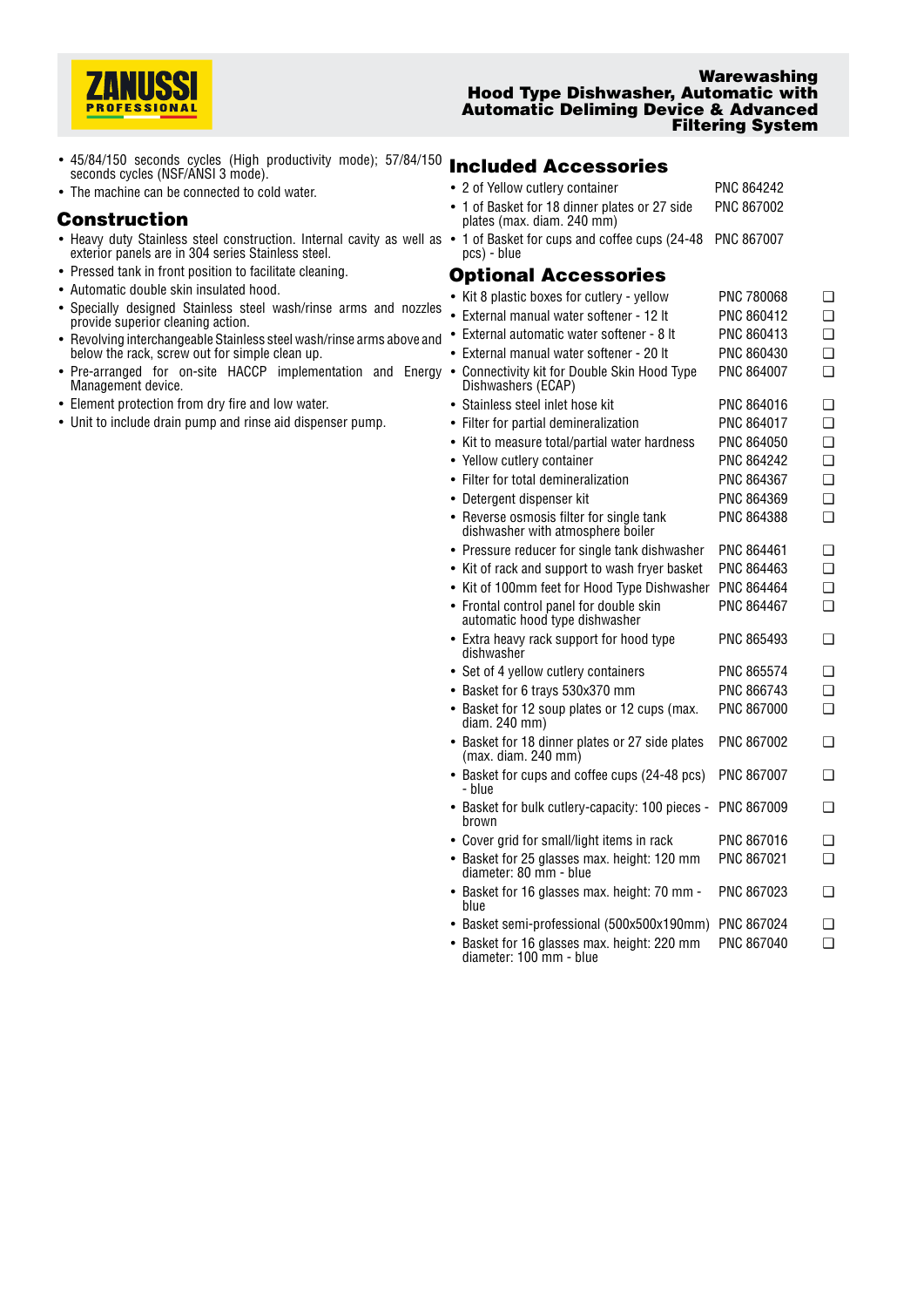- 45/84/150 seconds cycles (High productivity mode); 57/84/150 seconds cycles (NSF/ANSI 3 mode).
- The machine can be connected to cold water.

## Construction

- Heavy duty Stainless steel construction. Internal cavity as well as exterior panels are in 304 series Stainless steel.
- Pressed tank in front position to facilitate cleaning.
- Automatic double skin insulated hood.
- Specially designed Stainless steel wash/rinse arms and nozzles provide superior cleaning action.
- Revolving interchangeable Stainless steel wash/rinse arms above and below the rack, screw out for simple clean up.
- Pre-arranged for on-site HACCP implementation and Energy Management device.
- Element protection from dry fire and low water.
- Unit to include drain pump and rinse aid dispenser pump.

## Included Accessories

| Accessory | PNC |
|---|---|
| 2 of Yellow cutlery container | PNC 864242 |
| 1 of Basket for 18 dinner plates or 27 side plates (max. diam. 240 mm) | PNC 867002 |
| 1 of Basket for cups and coffee cups (24-48 pcs) - blue | PNC 867007 |

## Optional Accessories

| Accessory | PNC | |
|---|---|---|
| Kit 8 plastic boxes for cutlery - yellow | PNC 780068 | ❑ |
| External manual water softener - 12 lt | PNC 860412 | ❑ |
| External automatic water softener - 8 lt | PNC 860413 | ❑ |
| External manual water softener - 20 lt | PNC 860430 | ❑ |
| Connectivity kit for Double Skin Hood Type Dishwashers (ECAP) | PNC 864007 | ❑ |
| Stainless steel inlet hose kit | PNC 864016 | ❑ |
| Filter for partial demineralization | PNC 864017 | ❑ |
| Kit to measure total/partial water hardness | PNC 864050 | ❑ |
| Yellow cutlery container | PNC 864242 | ❑ |
| Filter for total demineralization | PNC 864367 | ❑ |
| Detergent dispenser kit | PNC 864369 | ❑ |
| Reverse osmosis filter for single tank dishwasher with atmosphere boiler | PNC 864388 | ❑ |
| Pressure reducer for single tank dishwasher | PNC 864461 | ❑ |
| Kit of rack and support to wash fryer basket | PNC 864463 | ❑ |
| Kit of 100mm feet for Hood Type Dishwasher | PNC 864464 | ❑ |
| Frontal control panel for double skin automatic hood type dishwasher | PNC 864467 | ❑ |
| Extra heavy rack support for hood type dishwasher | PNC 865493 | ❑ |
| Set of 4 yellow cutlery containers | PNC 865574 | ❑ |
| Basket for 6 trays 530x370 mm | PNC 866743 | ❑ |
| Basket for 12 soup plates or 12 cups (max. diam. 240 mm) | PNC 867000 | ❑ |
| Basket for 18 dinner plates or 27 side plates (max. diam. 240 mm) | PNC 867002 | ❑ |
| Basket for cups and coffee cups (24-48 pcs) - blue | PNC 867007 | ❑ |
| Basket for bulk cutlery-capacity: 100 pieces - brown | PNC 867009 | ❑ |
| Cover grid for small/light items in rack | PNC 867016 | ❑ |
| Basket for 25 glasses max. height: 120 mm diameter: 80 mm - blue | PNC 867021 | ❑ |
| Basket for 16 glasses max. height: 70 mm - blue | PNC 867023 | ❑ |
| Basket semi-professional (500x500x190mm) | PNC 867024 | ❑ |
| Basket for 16 glasses max. height: 220 mm diameter: 100 mm - blue | PNC 867040 | ❑ |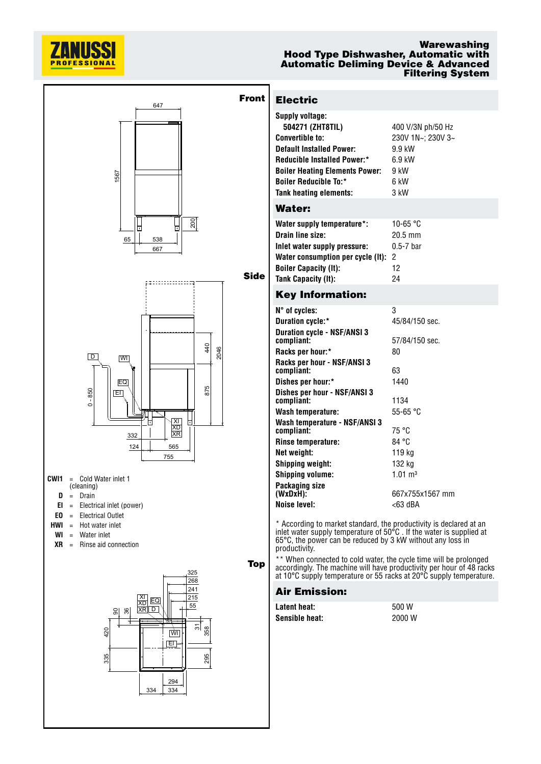# Warewashing
# Hood Type Dishwasher, Automatic with Automatic Deliming Device & Advanced Filtering System

**Front**

**Side**

**CWI1** = Cold Water inlet 1 (cleaning)
**D** = Drain
**EI** = Electrical inlet (power)
**EO** = Electrical Outlet
**HWI** = Hot water inlet
**WI** = Water inlet
**XR** = Rinse aid connection

**Top**

## Electric

| | |
|---|---|
| **Supply voltage:** | |
| **504271 (ZHT8TIL)** | 400 V/3N ph/50 Hz |
| **Convertible to:** | 230V 1N~; 230V 3~ |
| **Default Installed Power:** | 9.9 kW |
| **Reducible Installed Power:*** | 6.9 kW |
| **Boiler Heating Elements Power:** | 9 kW |
| **Boiler Reducible To:*** | 6 kW |
| **Tank heating elements:** | 3 kW |

## Water:

| | |
|---|---|
| **Water supply temperature*:** | 10-65 °C |
| **Drain line size:** | 20.5 mm |
| **Inlet water supply pressure:** | 0.5-7 bar |
| **Water consumption per cycle (lt):** | 2 |
| **Boiler Capacity (lt):** | 12 |
| **Tank Capacity (lt):** | 24 |

## Key Information:

| | |
|---|---|
| **N° of cycles:** | 3 |
| **Duration cycle:*** | 45/84/150 sec. |
| **Duration cycle - NSF/ANSI 3 compliant:** | 57/84/150 sec. |
| **Racks per hour:*** | 80 |
| **Racks per hour - NSF/ANSI 3 compliant:** | 63 |
| **Dishes per hour:*** | 1440 |
| **Dishes per hour - NSF/ANSI 3 compliant:** | 1134 |
| **Wash temperature:** | 55-65 °C |
| **Wash temperature - NSF/ANSI 3 compliant:** | 75 °C |
| **Rinse temperature:** | 84 °C |
| **Net weight:** | 119 kg |
| **Shipping weight:** | 132 kg |
| **Shipping volume:** | 1.01 m³ |
| **Packaging size (WxDxH):** | 667x755x1567 mm |
| **Noise level:** | <63 dBA |

* According to market standard, the productivity is declared at an inlet water supply temperature of 50°C . If the water is supplied at 65°C, the power can be reduced by 3 kW without any loss in productivity.

** When connected to cold water, the cycle time will be prolonged accordingly. The machine will have productivity per hour of 48 racks at 10°C supply temperature or 55 racks at 20°C supply temperature.

## Air Emission:

| | |
|---|---|
| **Latent heat:** | 500 W |
| **Sensible heat:** | 2000 W |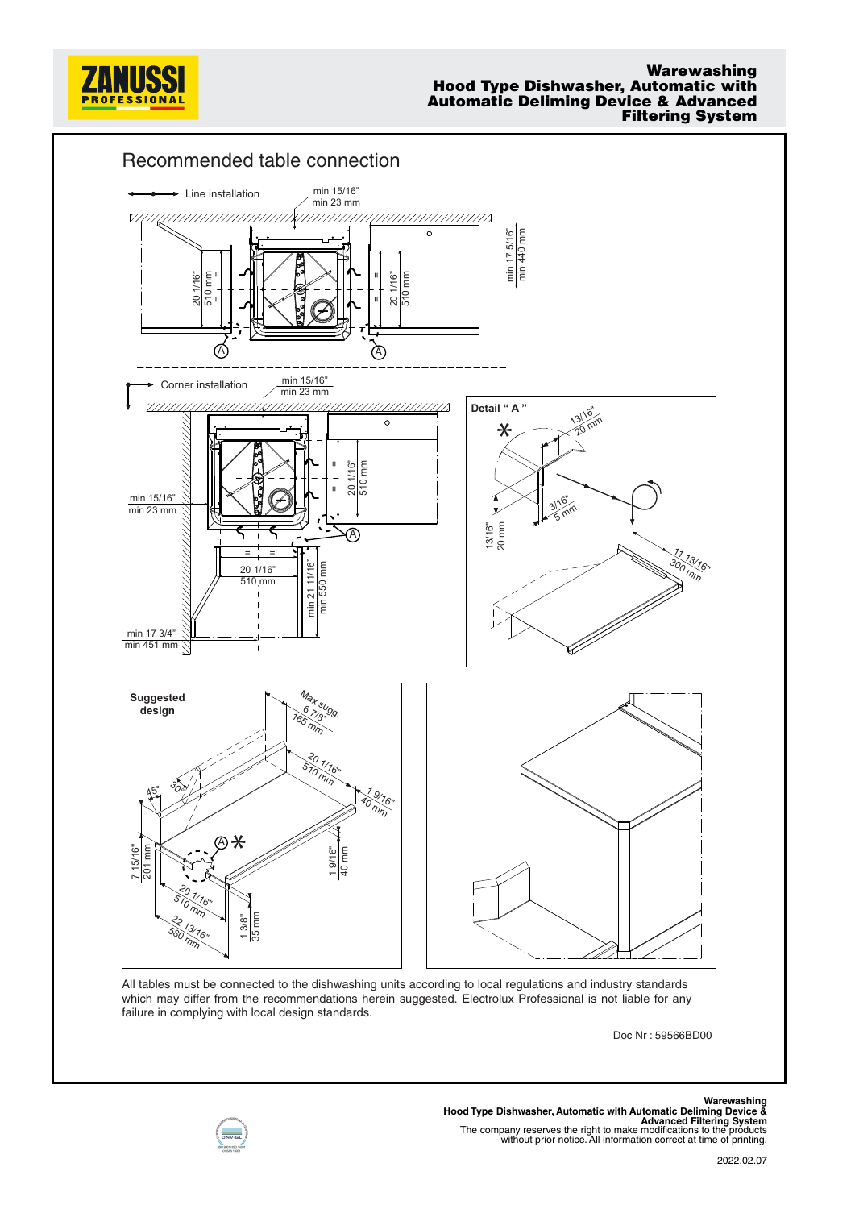# Recommended table connection

Line installation

min 15/16"
min 23 mm

20 1/16"
510 mm

min 17 5/16"
min 440 mm

A

Corner installation

min 15/16"
min 23 mm

min 15/16"
min 23 mm

20 1/16"
510 mm

min 21 11/16"
min 550 mm

min 17 3/4"
min 451 mm

Detail " A "

13/16"
20 mm

3/16"
5 mm

13/16"
20 mm

11 13/16"
300 mm

Suggested design

Max sugg.
6 7/8"
165 mm

20 1/16"
510 mm

1 9/16"
40 mm

45°

30°

7 15/16"
201 mm

20 1/16"
510 mm

22 13/16"
580 mm

1 3/8"
35 mm

All tables must be connected to the dishwashing units according to local regulations and industry standards which may differ from the recommendations herein suggested. Electrolux Professional is not liable for any failure in complying with local design standards.

Doc Nr : 59566BD00

The company reserves the right to make modifications to the products without prior notice. All information correct at time of printing.

2022.02.07